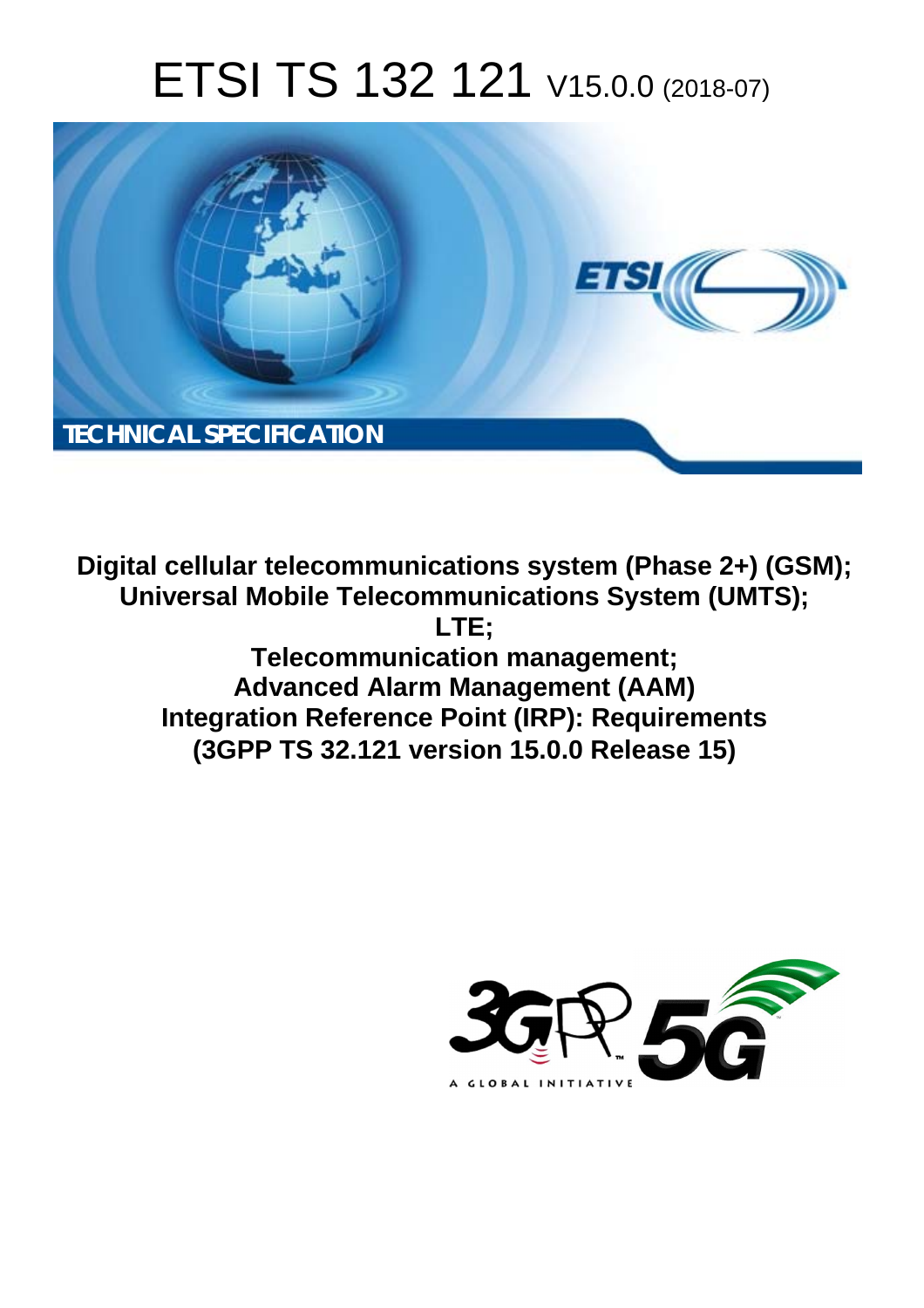# ETSI TS 132 121 V15.0.0 (2018-07)

TECHNICAL SPECIFICATION

**Digital cellular telecommunications system (Phase 2+) (GSM); Universal Mobile Telecommunications System (UMTS); LTE; Telecommunication management; Advanced Alarm Management (AAM) Integration Reference Point (IRP): Requirements (3GPP TS 32.121 version 15.0.0 Release 15)**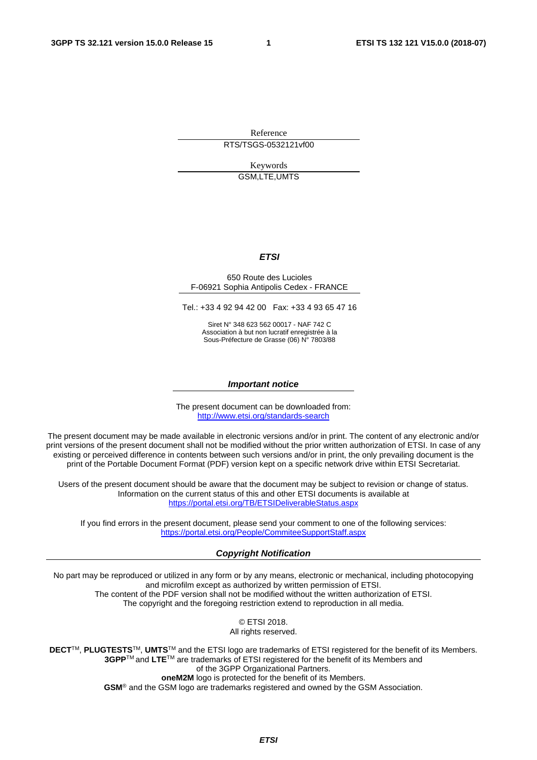Reference

RTS/TSGS-0532121vf00

Keywords

GSM,LTE,UMTS

***ETSI***

650 Route des Lucioles
F-06921 Sophia Antipolis Cedex - FRANCE

Tel.: +33 4 92 94 42 00   Fax: +33 4 93 65 47 16

Siret N° 348 623 562 00017 - NAF 742 C
Association à but non lucratif enregistrée à la
Sous-Préfecture de Grasse (06) N° 7803/88

***Important notice***

The present document can be downloaded from:
http://www.etsi.org/standards-search

The present document may be made available in electronic versions and/or in print. The content of any electronic and/or print versions of the present document shall not be modified without the prior written authorization of ETSI. In case of any existing or perceived difference in contents between such versions and/or in print, the only prevailing document is the print of the Portable Document Format (PDF) version kept on a specific network drive within ETSI Secretariat.

Users of the present document should be aware that the document may be subject to revision or change of status. Information on the current status of this and other ETSI documents is available at
https://portal.etsi.org/TB/ETSIDeliverableStatus.aspx

If you find errors in the present document, please send your comment to one of the following services:
https://portal.etsi.org/People/CommiteeSupportStaff.aspx

***Copyright Notification***

No part may be reproduced or utilized in any form or by any means, electronic or mechanical, including photocopying and microfilm except as authorized by written permission of ETSI.
The content of the PDF version shall not be modified without the written authorization of ETSI.
The copyright and the foregoing restriction extend to reproduction in all media.

© ETSI 2018.
All rights reserved.

**DECT**TM, **PLUGTESTS**TM, **UMTS**TM and the ETSI logo are trademarks of ETSI registered for the benefit of its Members.
**3GPP**TM and **LTE**TM are trademarks of ETSI registered for the benefit of its Members and of the 3GPP Organizational Partners.
**oneM2M** logo is protected for the benefit of its Members.
**GSM**® and the GSM logo are trademarks registered and owned by the GSM Association.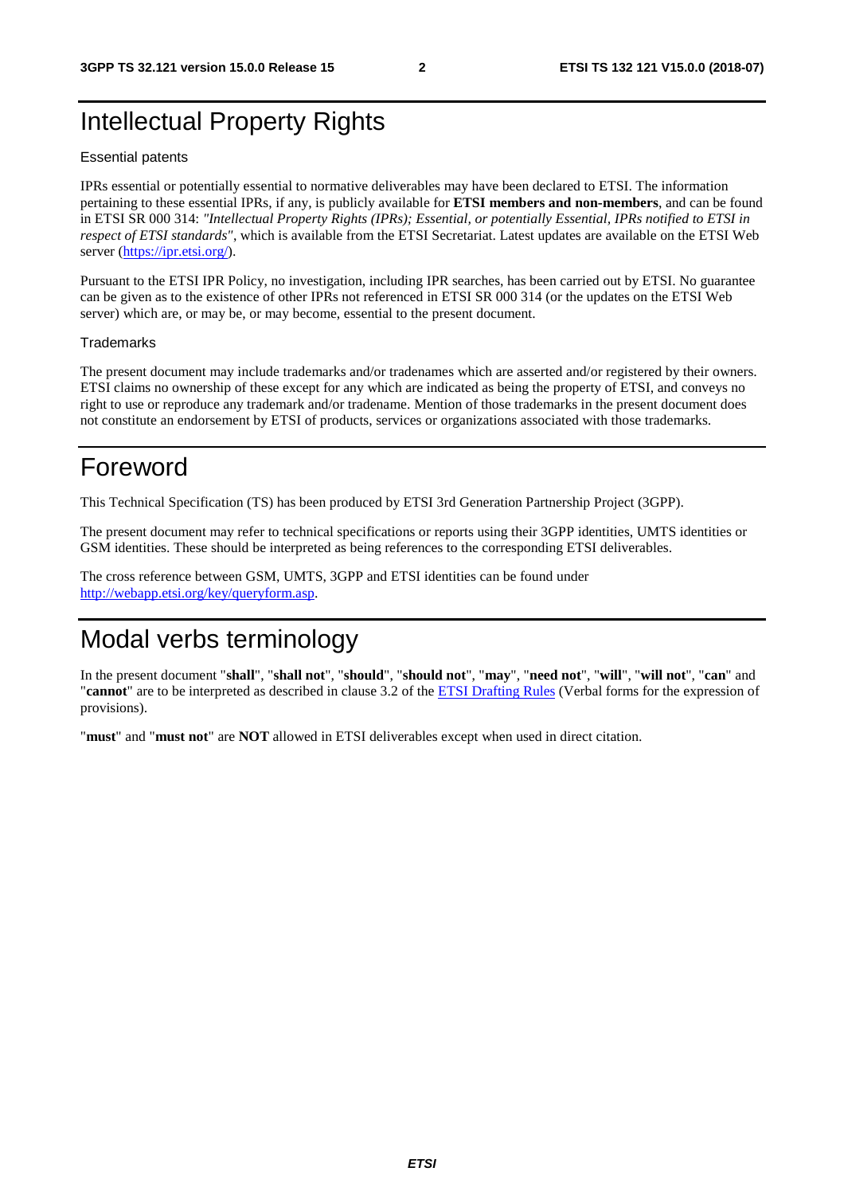# Intellectual Property Rights

## Essential patents

IPRs essential or potentially essential to normative deliverables may have been declared to ETSI. The information pertaining to these essential IPRs, if any, is publicly available for **ETSI members and non-members**, and can be found in ETSI SR 000 314: *"Intellectual Property Rights (IPRs); Essential, or potentially Essential, IPRs notified to ETSI in respect of ETSI standards"*, which is available from the ETSI Secretariat. Latest updates are available on the ETSI Web server (https://ipr.etsi.org/).

Pursuant to the ETSI IPR Policy, no investigation, including IPR searches, has been carried out by ETSI. No guarantee can be given as to the existence of other IPRs not referenced in ETSI SR 000 314 (or the updates on the ETSI Web server) which are, or may be, or may become, essential to the present document.

## Trademarks

The present document may include trademarks and/or tradenames which are asserted and/or registered by their owners. ETSI claims no ownership of these except for any which are indicated as being the property of ETSI, and conveys no right to use or reproduce any trademark and/or tradename. Mention of those trademarks in the present document does not constitute an endorsement by ETSI of products, services or organizations associated with those trademarks.

# Foreword

This Technical Specification (TS) has been produced by ETSI 3rd Generation Partnership Project (3GPP).

The present document may refer to technical specifications or reports using their 3GPP identities, UMTS identities or GSM identities. These should be interpreted as being references to the corresponding ETSI deliverables.

The cross reference between GSM, UMTS, 3GPP and ETSI identities can be found under http://webapp.etsi.org/key/queryform.asp.

# Modal verbs terminology

In the present document "**shall**", "**shall not**", "**should**", "**should not**", "**may**", "**need not**", "**will**", "**will not**", "**can**" and "**cannot**" are to be interpreted as described in clause 3.2 of the ETSI Drafting Rules (Verbal forms for the expression of provisions).

"**must**" and "**must not**" are **NOT** allowed in ETSI deliverables except when used in direct citation.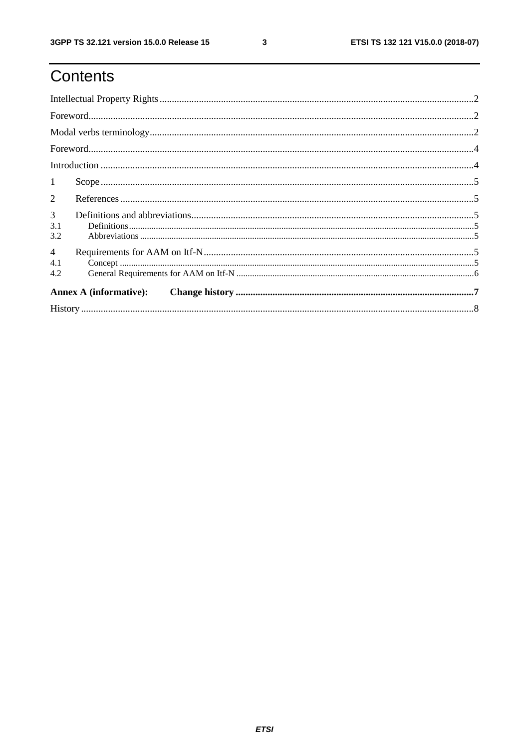# Contents

Intellectual Property Rights ..... 2

Foreword ..... 2

Modal verbs terminology ..... 2

Foreword ..... 4

Introduction ..... 4

1 Scope ..... 5

2 References ..... 5

3 Definitions and abbreviations ..... 5

3.1 Definitions ..... 5

3.2 Abbreviations ..... 5

4 Requirements for AAM on Itf-N ..... 5

4.1 Concept ..... 5

4.2 General Requirements for AAM on Itf-N ..... 6

**Annex A (informative): Change history ..... 7**

History ..... 8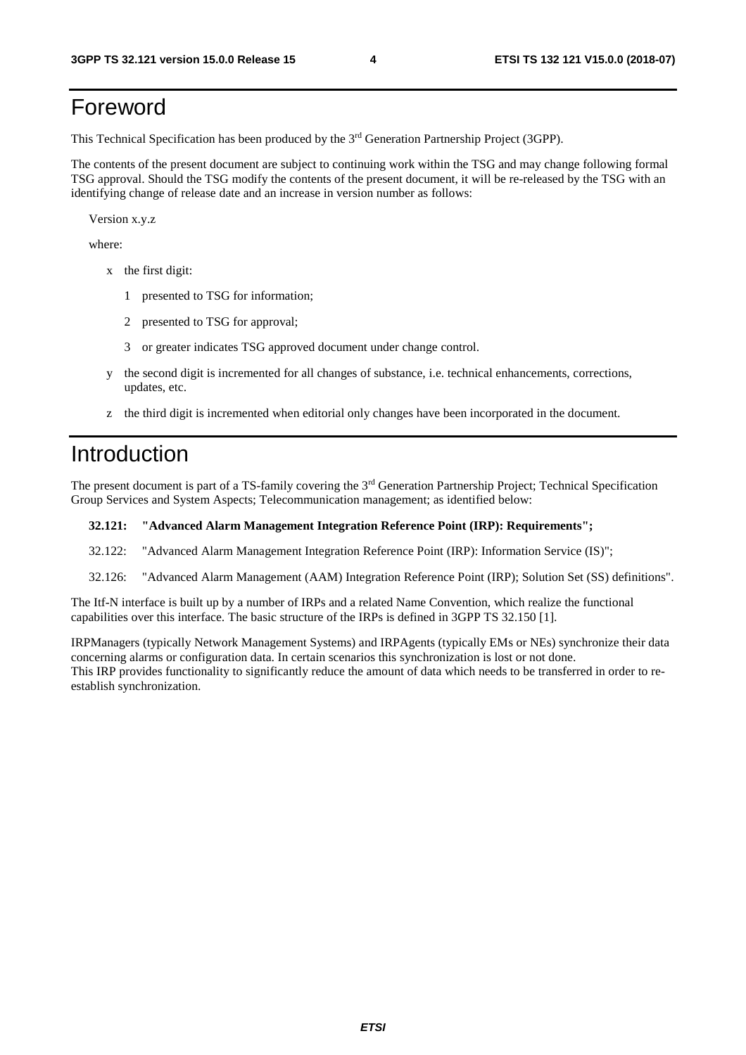# Foreword

This Technical Specification has been produced by the 3rd Generation Partnership Project (3GPP).

The contents of the present document are subject to continuing work within the TSG and may change following formal TSG approval. Should the TSG modify the contents of the present document, it will be re-released by the TSG with an identifying change of release date and an increase in version number as follows:

Version x.y.z

where:

- x the first digit:
  - 1 presented to TSG for information;
  - 2 presented to TSG for approval;
  - 3 or greater indicates TSG approved document under change control.
- y the second digit is incremented for all changes of substance, i.e. technical enhancements, corrections, updates, etc.
- z the third digit is incremented when editorial only changes have been incorporated in the document.

# Introduction

The present document is part of a TS-family covering the 3rd Generation Partnership Project; Technical Specification Group Services and System Aspects; Telecommunication management; as identified below:

**32.121: "Advanced Alarm Management Integration Reference Point (IRP): Requirements";**

32.122: "Advanced Alarm Management Integration Reference Point (IRP): Information Service (IS)";

32.126: "Advanced Alarm Management (AAM) Integration Reference Point (IRP); Solution Set (SS) definitions".

The Itf-N interface is built up by a number of IRPs and a related Name Convention, which realize the functional capabilities over this interface. The basic structure of the IRPs is defined in 3GPP TS 32.150 [1].

IRPManagers (typically Network Management Systems) and IRPAgents (typically EMs or NEs) synchronize their data concerning alarms or configuration data. In certain scenarios this synchronization is lost or not done.
This IRP provides functionality to significantly reduce the amount of data which needs to be transferred in order to re-establish synchronization.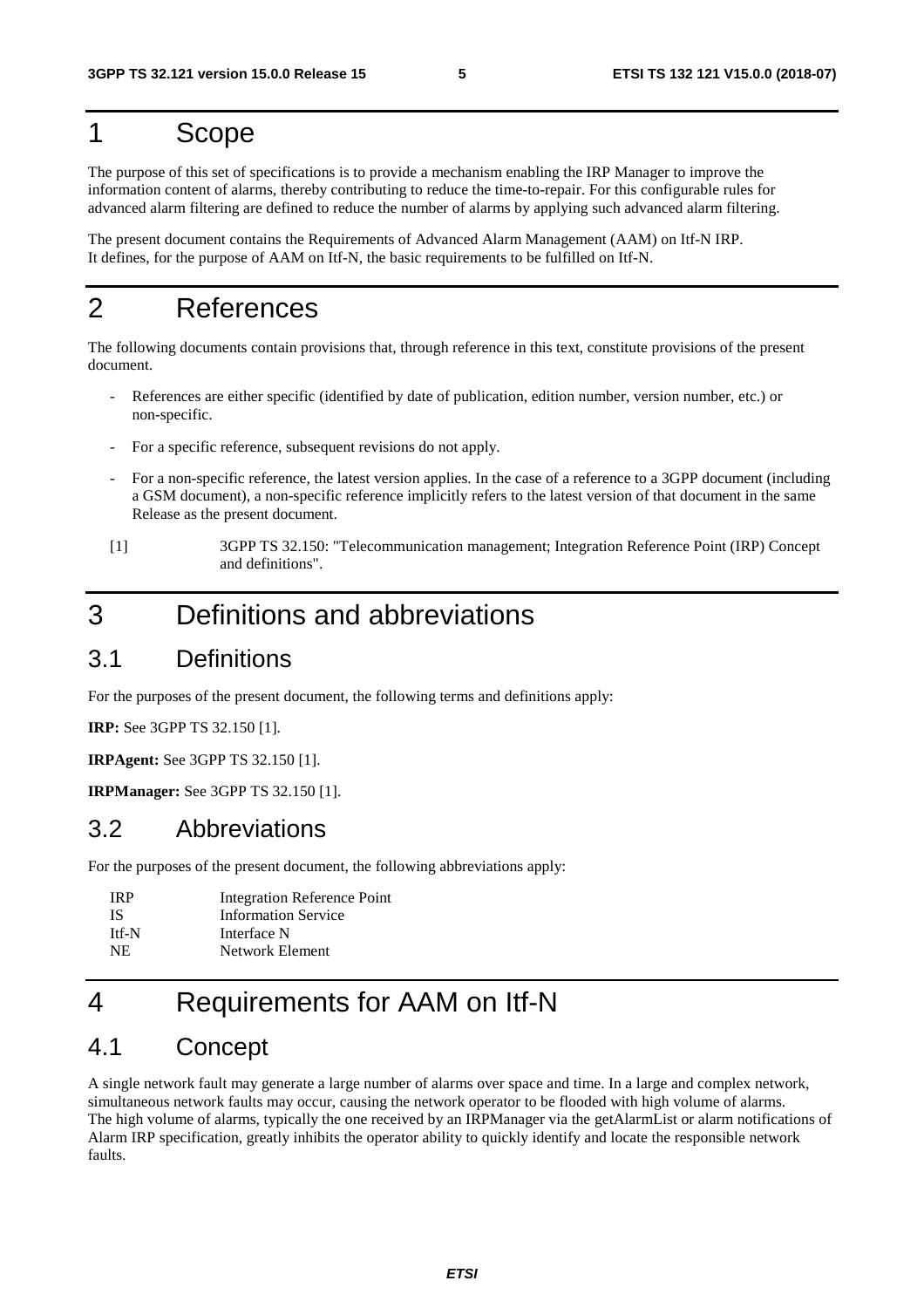# 1 Scope

The purpose of this set of specifications is to provide a mechanism enabling the IRP Manager to improve the information content of alarms, thereby contributing to reduce the time-to-repair. For this configurable rules for advanced alarm filtering are defined to reduce the number of alarms by applying such advanced alarm filtering.

The present document contains the Requirements of Advanced Alarm Management (AAM) on Itf-N IRP. It defines, for the purpose of AAM on Itf-N, the basic requirements to be fulfilled on Itf-N.

# 2 References

The following documents contain provisions that, through reference in this text, constitute provisions of the present document.

- References are either specific (identified by date of publication, edition number, version number, etc.) or non-specific.
- For a specific reference, subsequent revisions do not apply.
- For a non-specific reference, the latest version applies. In the case of a reference to a 3GPP document (including a GSM document), a non-specific reference implicitly refers to the latest version of that document in the same Release as the present document.

[1] 3GPP TS 32.150: "Telecommunication management; Integration Reference Point (IRP) Concept and definitions".

# 3 Definitions and abbreviations

## 3.1 Definitions

For the purposes of the present document, the following terms and definitions apply:

**IRP:** See 3GPP TS 32.150 [1].

**IRPAgent:** See 3GPP TS 32.150 [1].

**IRPManager:** See 3GPP TS 32.150 [1].

## 3.2 Abbreviations

For the purposes of the present document, the following abbreviations apply:

IRP Integration Reference Point
IS Information Service
Itf-N Interface N
NE Network Element

# 4 Requirements for AAM on Itf-N

## 4.1 Concept

A single network fault may generate a large number of alarms over space and time. In a large and complex network, simultaneous network faults may occur, causing the network operator to be flooded with high volume of alarms. The high volume of alarms, typically the one received by an IRPManager via the getAlarmList or alarm notifications of Alarm IRP specification, greatly inhibits the operator ability to quickly identify and locate the responsible network faults.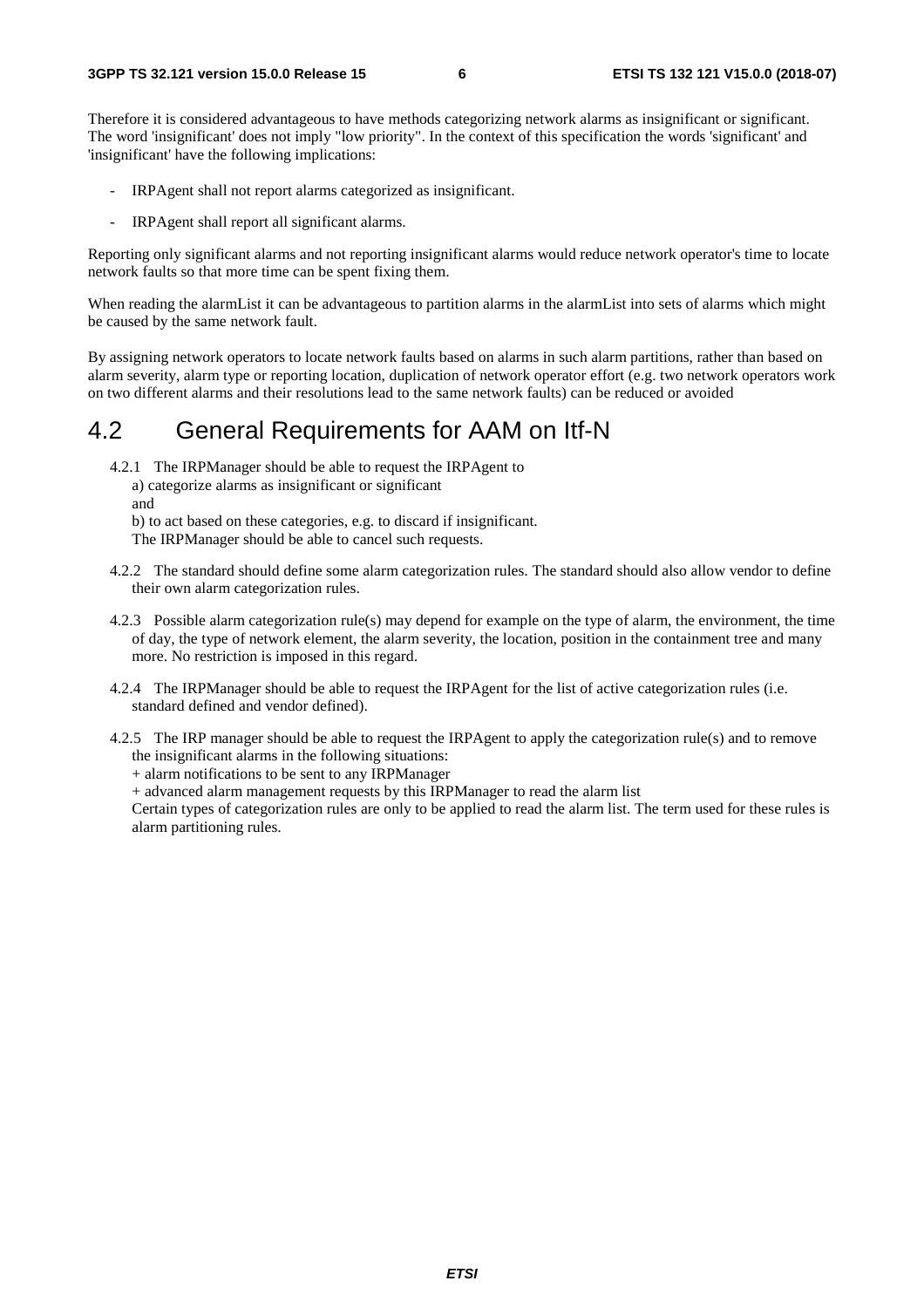Therefore it is considered advantageous to have methods categorizing network alarms as insignificant or significant. The word 'insignificant' does not imply "low priority". In the context of this specification the words 'significant' and 'insignificant' have the following implications:

- IRPAgent shall not report alarms categorized as insignificant.
- IRPAgent shall report all significant alarms.

Reporting only significant alarms and not reporting insignificant alarms would reduce network operator's time to locate network faults so that more time can be spent fixing them.

When reading the alarmList it can be advantageous to partition alarms in the alarmList into sets of alarms which might be caused by the same network fault.

By assigning network operators to locate network faults based on alarms in such alarm partitions, rather than based on alarm severity, alarm type or reporting location, duplication of network operator effort (e.g. two network operators work on two different alarms and their resolutions lead to the same network faults) can be reduced or avoided

## 4.2 General Requirements for AAM on Itf-N

4.2.1 The IRPManager should be able to request the IRPAgent to
a) categorize alarms as insignificant or significant
and
b) to act based on these categories, e.g. to discard if insignificant.
The IRPManager should be able to cancel such requests.

4.2.2 The standard should define some alarm categorization rules. The standard should also allow vendor to define their own alarm categorization rules.

4.2.3 Possible alarm categorization rule(s) may depend for example on the type of alarm, the environment, the time of day, the type of network element, the alarm severity, the location, position in the containment tree and many more. No restriction is imposed in this regard.

4.2.4 The IRPManager should be able to request the IRPAgent for the list of active categorization rules (i.e. standard defined and vendor defined).

4.2.5 The IRP manager should be able to request the IRPAgent to apply the categorization rule(s) and to remove the insignificant alarms in the following situations:
+ alarm notifications to be sent to any IRPManager
+ advanced alarm management requests by this IRPManager to read the alarm list
Certain types of categorization rules are only to be applied to read the alarm list. The term used for these rules is alarm partitioning rules.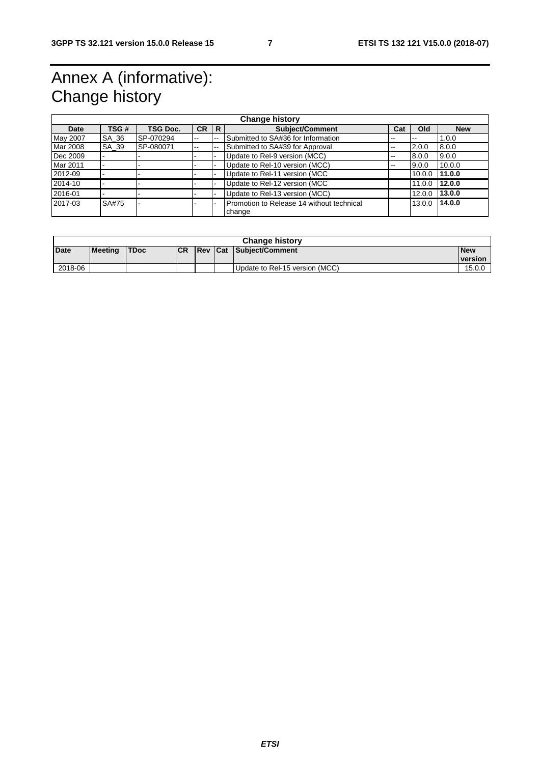# Annex A (informative): Change history

| Change history | | | | | | | | |
|---|---|---|---|---|---|---|---|---|
| **Date** | **TSG #** | **TSG Doc.** | **CR** | **R** | **Subject/Comment** | **Cat** | **Old** | **New** |
| May 2007 | SA_36 | SP-070294 | -- | -- | Submitted to SA#36 for Information | -- | -- | 1.0.0 |
| Mar 2008 | SA_39 | SP-080071 | -- | -- | Submitted to SA#39 for Approval | -- | 2.0.0 | 8.0.0 |
| Dec 2009 | - | - | - | - | Update to Rel-9 version (MCC) | -- | 8.0.0 | 9.0.0 |
| Mar 2011 | - | - | - | - | Update to Rel-10 version (MCC) | -- | 9.0.0 | 10.0.0 |
| 2012-09 | - | - | - | - | Update to Rel-11 version (MCC | | 10.0.0 | **11.0.0** |
| 2014-10 | - | - | - | - | Update to Rel-12 version (MCC | | 11.0.0 | **12.0.0** |
| 2016-01 | - | - | - | - | Update to Rel-13 version (MCC) | | 12.0.0 | **13.0.0** |
| 2017-03 | SA#75 | - | - | - | Promotion to Release 14 without technical change | | 13.0.0 | **14.0.0** |

| Change history | | | | | | | |
|---|---|---|---|---|---|---|---|
| **Date** | **Meeting** | **TDoc** | **CR** | **Rev** | **Cat** | **Subject/Comment** | **New version** |
| 2018-06 | | | | | | Update to Rel-15 version (MCC) | 15.0.0 |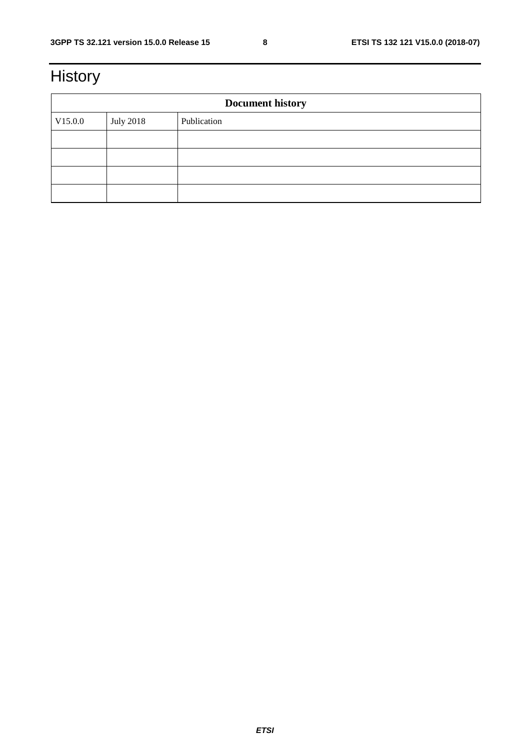# History

| Document history | | |
|---|---|---|
| V15.0.0 | July 2018 | Publication |
| | | |
| | | |
| | | |
| | | |